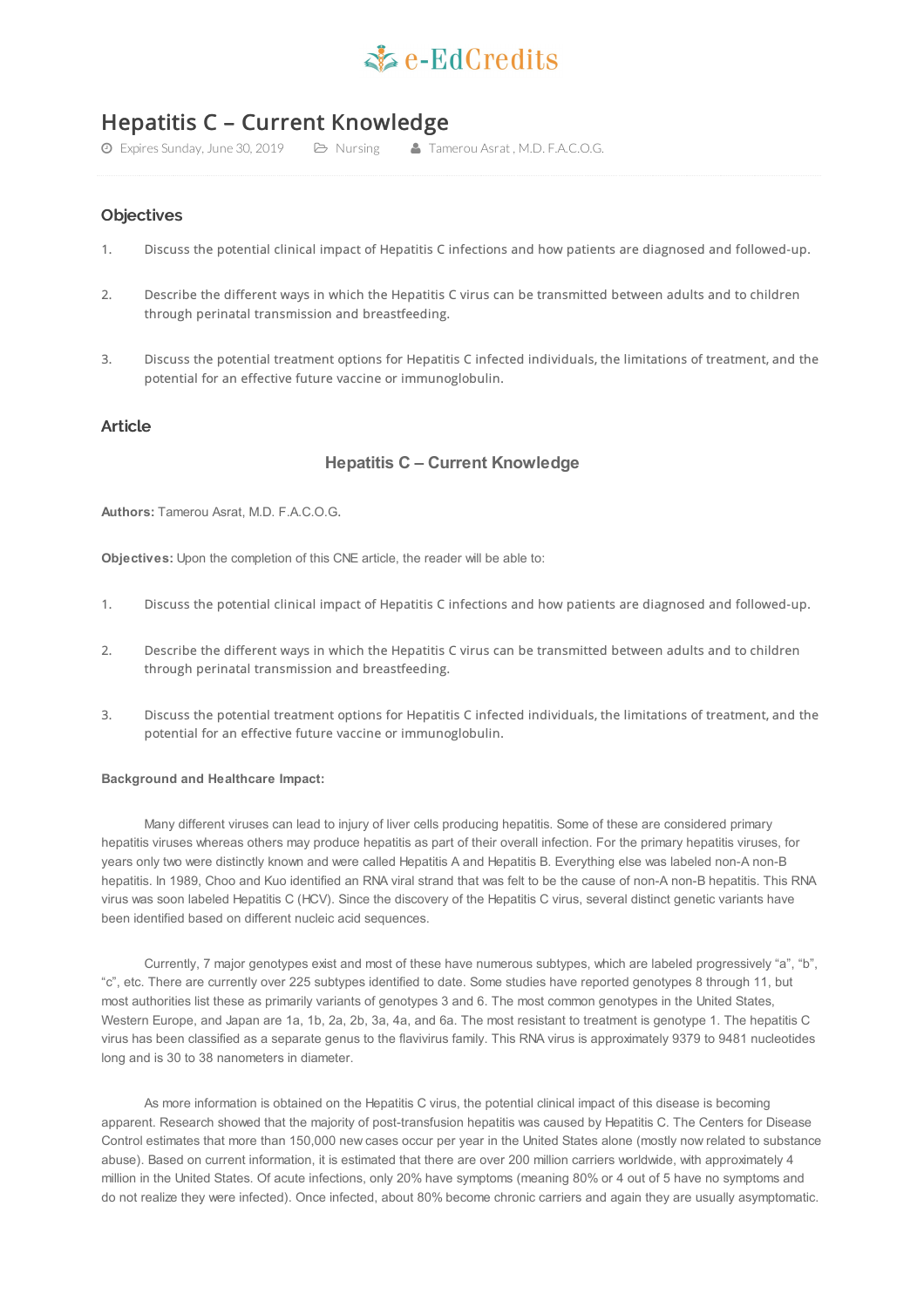e-EdCredits

# Hepatitis C – Current Knowledge

Expires Sunday, June 30, 2019 | Nursing | Tamerou Asrat , M.D. F.A.C.O.G.

## Objectives

1. Discuss the potential clinical impact of Hepatitis C infections and how patients are diagnosed and followed-up.
2. Describe the different ways in which the Hepatitis C virus can be transmitted between adults and to children through perinatal transmission and breastfeeding.
3. Discuss the potential treatment options for Hepatitis C infected individuals, the limitations of treatment, and the potential for an effective future vaccine or immunoglobulin.

## Article

### Hepatitis C – Current Knowledge

**Authors:** Tamerou Asrat, M.D. F.A.C.O.G.

**Objectives:** Upon the completion of this CNE article, the reader will be able to:

1. Discuss the potential clinical impact of Hepatitis C infections and how patients are diagnosed and followed-up.
2. Describe the different ways in which the Hepatitis C virus can be transmitted between adults and to children through perinatal transmission and breastfeeding.
3. Discuss the potential treatment options for Hepatitis C infected individuals, the limitations of treatment, and the potential for an effective future vaccine or immunoglobulin.

**Background and Healthcare Impact:**

Many different viruses can lead to injury of liver cells producing hepatitis. Some of these are considered primary hepatitis viruses whereas others may produce hepatitis as part of their overall infection. For the primary hepatitis viruses, for years only two were distinctly known and were called Hepatitis A and Hepatitis B. Everything else was labeled non-A non-B hepatitis. In 1989, Choo and Kuo identified an RNA viral strand that was felt to be the cause of non-A non-B hepatitis. This RNA virus was soon labeled Hepatitis C (HCV). Since the discovery of the Hepatitis C virus, several distinct genetic variants have been identified based on different nucleic acid sequences.

Currently, 7 major genotypes exist and most of these have numerous subtypes, which are labeled progressively "a", "b", "c", etc. There are currently over 225 subtypes identified to date. Some studies have reported genotypes 8 through 11, but most authorities list these as primarily variants of genotypes 3 and 6. The most common genotypes in the United States, Western Europe, and Japan are 1a, 1b, 2a, 2b, 3a, 4a, and 6a. The most resistant to treatment is genotype 1. The hepatitis C virus has been classified as a separate genus to the flavivirus family. This RNA virus is approximately 9379 to 9481 nucleotides long and is 30 to 38 nanometers in diameter.

As more information is obtained on the Hepatitis C virus, the potential clinical impact of this disease is becoming apparent. Research showed that the majority of post-transfusion hepatitis was caused by Hepatitis C. The Centers for Disease Control estimates that more than 150,000 new cases occur per year in the United States alone (mostly now related to substance abuse). Based on current information, it is estimated that there are over 200 million carriers worldwide, with approximately 4 million in the United States. Of acute infections, only 20% have symptoms (meaning 80% or 4 out of 5 have no symptoms and do not realize they were infected). Once infected, about 80% become chronic carriers and again they are usually asymptomatic.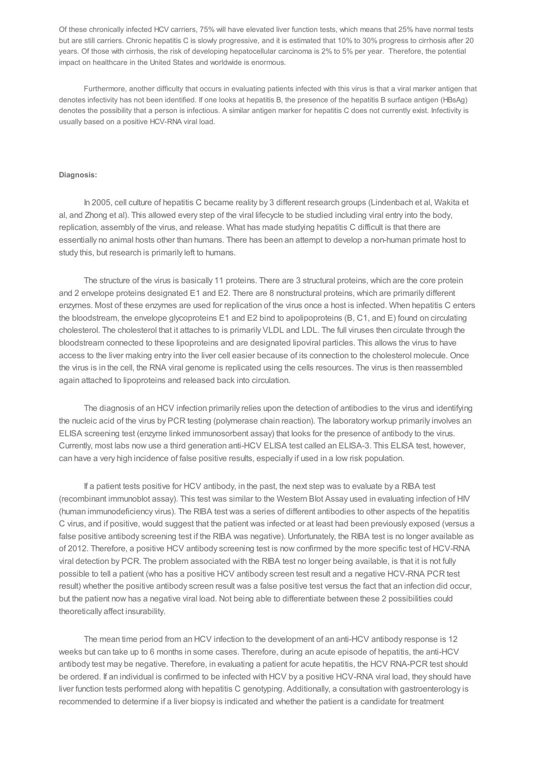Of these chronically infected HCV carriers, 75% will have elevated liver function tests, which means that 25% have normal tests but are still carriers. Chronic hepatitis C is slowly progressive, and it is estimated that 10% to 30% progress to cirrhosis after 20 years. Of those with cirrhosis, the risk of developing hepatocellular carcinoma is 2% to 5% per year. Therefore, the potential impact on healthcare in the United States and worldwide is enormous.

Furthermore, another difficulty that occurs in evaluating patients infected with this virus is that a viral marker antigen that denotes infectivity has not been identified. If one looks at hepatitis B, the presence of the hepatitis B surface antigen (HBsAg) denotes the possibility that a person is infectious. A similar antigen marker for hepatitis C does not currently exist. Infectivity is usually based on a positive HCV-RNA viral load.

**Diagnosis:**

In 2005, cell culture of hepatitis C became reality by 3 different research groups (Lindenbach et al, Wakita et al, and Zhong et al). This allowed every step of the viral lifecycle to be studied including viral entry into the body, replication, assembly of the virus, and release. What has made studying hepatitis C difficult is that there are essentially no animal hosts other than humans. There has been an attempt to develop a non-human primate host to study this, but research is primarily left to humans.

The structure of the virus is basically 11 proteins. There are 3 structural proteins, which are the core protein and 2 envelope proteins designated E1 and E2. There are 8 nonstructural proteins, which are primarily different enzymes. Most of these enzymes are used for replication of the virus once a host is infected. When hepatitis C enters the bloodstream, the envelope glycoproteins E1 and E2 bind to apolipoproteins (B, C1, and E) found on circulating cholesterol. The cholesterol that it attaches to is primarily VLDL and LDL. The full viruses then circulate through the bloodstream connected to these lipoproteins and are designated lipoviral particles. This allows the virus to have access to the liver making entry into the liver cell easier because of its connection to the cholesterol molecule. Once the virus is in the cell, the RNA viral genome is replicated using the cells resources. The virus is then reassembled again attached to lipoproteins and released back into circulation.

The diagnosis of an HCV infection primarily relies upon the detection of antibodies to the virus and identifying the nucleic acid of the virus by PCR testing (polymerase chain reaction). The laboratory workup primarily involves an ELISA screening test (enzyme linked immunosorbent assay) that looks for the presence of antibody to the virus. Currently, most labs now use a third generation anti-HCV ELISA test called an ELISA-3. This ELISA test, however, can have a very high incidence of false positive results, especially if used in a low risk population.

If a patient tests positive for HCV antibody, in the past, the next step was to evaluate by a RIBA test (recombinant immunoblot assay). This test was similar to the Western Blot Assay used in evaluating infection of HIV (human immunodeficiency virus). The RIBA test was a series of different antibodies to other aspects of the hepatitis C virus, and if positive, would suggest that the patient was infected or at least had been previously exposed (versus a false positive antibody screening test if the RIBA was negative). Unfortunately, the RIBA test is no longer available as of 2012. Therefore, a positive HCV antibody screening test is now confirmed by the more specific test of HCV-RNA viral detection by PCR. The problem associated with the RIBA test no longer being available, is that it is not fully possible to tell a patient (who has a positive HCV antibody screen test result and a negative HCV-RNA PCR test result) whether the positive antibody screen result was a false positive test versus the fact that an infection did occur, but the patient now has a negative viral load. Not being able to differentiate between these 2 possibilities could theoretically affect insurability.

The mean time period from an HCV infection to the development of an anti-HCV antibody response is 12 weeks but can take up to 6 months in some cases. Therefore, during an acute episode of hepatitis, the anti-HCV antibody test may be negative. Therefore, in evaluating a patient for acute hepatitis, the HCV RNA-PCR test should be ordered. If an individual is confirmed to be infected with HCV by a positive HCV-RNA viral load, they should have liver function tests performed along with hepatitis C genotyping. Additionally, a consultation with gastroenterology is recommended to determine if a liver biopsy is indicated and whether the patient is a candidate for treatment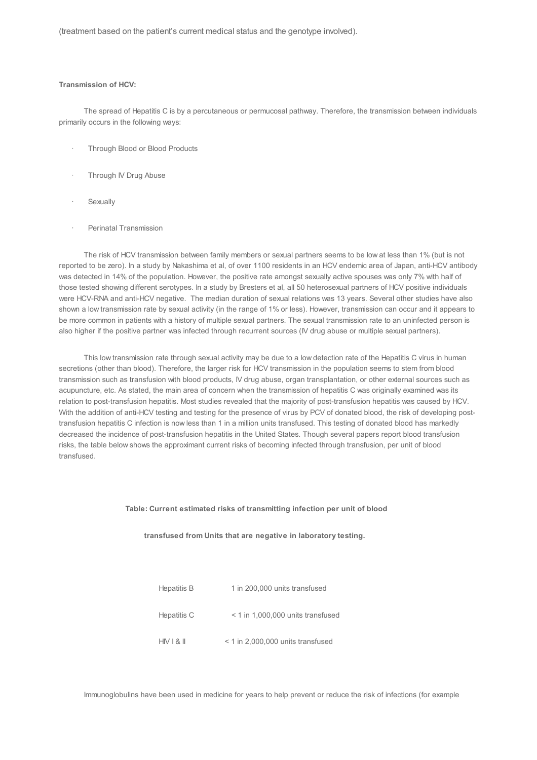(treatment based on the patient's current medical status and the genotype involved).

**Transmission of HCV:**

The spread of Hepatitis C is by a percutaneous or permucosal pathway. Therefore, the transmission between individuals primarily occurs in the following ways:

- Through Blood or Blood Products
- Through IV Drug Abuse
- Sexually
- Perinatal Transmission

The risk of HCV transmission between family members or sexual partners seems to be low at less than 1% (but is not reported to be zero). In a study by Nakashima et al, of over 1100 residents in an HCV endemic area of Japan, anti-HCV antibody was detected in 14% of the population. However, the positive rate amongst sexually active spouses was only 7% with half of those tested showing different serotypes. In a study by Bresters et al, all 50 heterosexual partners of HCV positive individuals were HCV-RNA and anti-HCV negative. The median duration of sexual relations was 13 years. Several other studies have also shown a low transmission rate by sexual activity (in the range of 1% or less). However, transmission can occur and it appears to be more common in patients with a history of multiple sexual partners. The sexual transmission rate to an uninfected person is also higher if the positive partner was infected through recurrent sources (IV drug abuse or multiple sexual partners).

This low transmission rate through sexual activity may be due to a low detection rate of the Hepatitis C virus in human secretions (other than blood). Therefore, the larger risk for HCV transmission in the population seems to stem from blood transmission such as transfusion with blood products, IV drug abuse, organ transplantation, or other external sources such as acupuncture, etc. As stated, the main area of concern when the transmission of hepatitis C was originally examined was its relation to post-transfusion hepatitis. Most studies revealed that the majority of post-transfusion hepatitis was caused by HCV. With the addition of anti-HCV testing and testing for the presence of virus by PCV of donated blood, the risk of developing post-transfusion hepatitis C infection is now less than 1 in a million units transfused. This testing of donated blood has markedly decreased the incidence of post-transfusion hepatitis in the United States. Though several papers report blood transfusion risks, the table below shows the approximant current risks of becoming infected through transfusion, per unit of blood transfused.

**Table: Current estimated risks of transmitting infection per unit of blood transfused from Units that are negative in laboratory testing.**

| | |
|---|---|
| Hepatitis B | 1 in 200,000 units transfused |
| Hepatitis C | < 1 in 1,000,000 units transfused |
| HIV I & II | < 1 in 2,000,000 units transfused |

Immunoglobulins have been used in medicine for years to help prevent or reduce the risk of infections (for example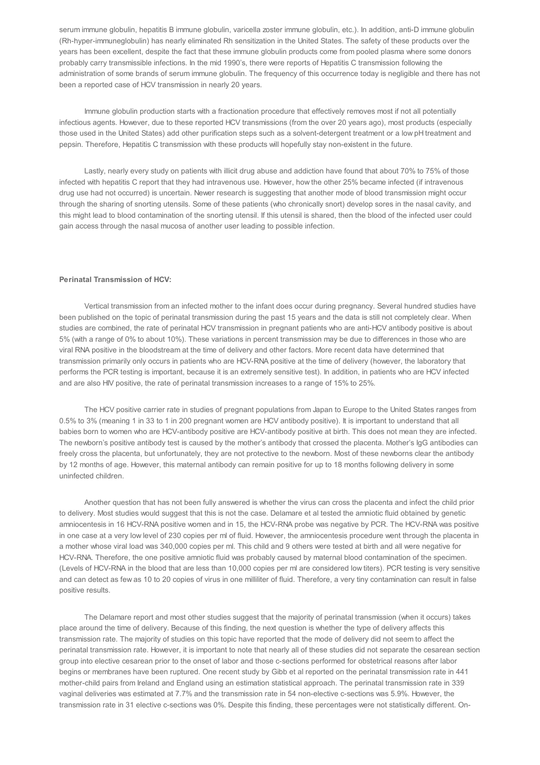serum immune globulin, hepatitis B immune globulin, varicella zoster immune globulin, etc.). In addition, anti-D immune globulin (Rh-hyper-immuneglobulin) has nearly eliminated Rh sensitization in the United States. The safety of these products over the years has been excellent, despite the fact that these immune globulin products come from pooled plasma where some donors probably carry transmissible infections. In the mid 1990's, there were reports of Hepatitis C transmission following the administration of some brands of serum immune globulin. The frequency of this occurrence today is negligible and there has not been a reported case of HCV transmission in nearly 20 years.

Immune globulin production starts with a fractionation procedure that effectively removes most if not all potentially infectious agents. However, due to these reported HCV transmissions (from the over 20 years ago), most products (especially those used in the United States) add other purification steps such as a solvent-detergent treatment or a low pH treatment and pepsin. Therefore, Hepatitis C transmission with these products will hopefully stay non-existent in the future.

Lastly, nearly every study on patients with illicit drug abuse and addiction have found that about 70% to 75% of those infected with hepatitis C report that they had intravenous use. However, how the other 25% became infected (if intravenous drug use had not occurred) is uncertain. Newer research is suggesting that another mode of blood transmission might occur through the sharing of snorting utensils. Some of these patients (who chronically snort) develop sores in the nasal cavity, and this might lead to blood contamination of the snorting utensil. If this utensil is shared, then the blood of the infected user could gain access through the nasal mucosa of another user leading to possible infection.

**Perinatal Transmission of HCV:**

Vertical transmission from an infected mother to the infant does occur during pregnancy. Several hundred studies have been published on the topic of perinatal transmission during the past 15 years and the data is still not completely clear. When studies are combined, the rate of perinatal HCV transmission in pregnant patients who are anti-HCV antibody positive is about 5% (with a range of 0% to about 10%). These variations in percent transmission may be due to differences in those who are viral RNA positive in the bloodstream at the time of delivery and other factors. More recent data have determined that transmission primarily only occurs in patients who are HCV-RNA positive at the time of delivery (however, the laboratory that performs the PCR testing is important, because it is an extremely sensitive test). In addition, in patients who are HCV infected and are also HIV positive, the rate of perinatal transmission increases to a range of 15% to 25%.

The HCV positive carrier rate in studies of pregnant populations from Japan to Europe to the United States ranges from 0.5% to 3% (meaning 1 in 33 to 1 in 200 pregnant women are HCV antibody positive). It is important to understand that all babies born to women who are HCV-antibody positive are HCV-antibody positive at birth. This does not mean they are infected. The newborn's positive antibody test is caused by the mother's antibody that crossed the placenta. Mother's IgG antibodies can freely cross the placenta, but unfortunately, they are not protective to the newborn. Most of these newborns clear the antibody by 12 months of age. However, this maternal antibody can remain positive for up to 18 months following delivery in some uninfected children.

Another question that has not been fully answered is whether the virus can cross the placenta and infect the child prior to delivery. Most studies would suggest that this is not the case. Delamare et al tested the amniotic fluid obtained by genetic amniocentesis in 16 HCV-RNA positive women and in 15, the HCV-RNA probe was negative by PCR. The HCV-RNA was positive in one case at a very low level of 230 copies per ml of fluid. However, the amniocentesis procedure went through the placenta in a mother whose viral load was 340,000 copies per ml. This child and 9 others were tested at birth and all were negative for HCV-RNA. Therefore, the one positive amniotic fluid was probably caused by maternal blood contamination of the specimen. (Levels of HCV-RNA in the blood that are less than 10,000 copies per ml are considered low titers). PCR testing is very sensitive and can detect as few as 10 to 20 copies of virus in one milliliter of fluid. Therefore, a very tiny contamination can result in false positive results.

The Delamare report and most other studies suggest that the majority of perinatal transmission (when it occurs) takes place around the time of delivery. Because of this finding, the next question is whether the type of delivery affects this transmission rate. The majority of studies on this topic have reported that the mode of delivery did not seem to affect the perinatal transmission rate. However, it is important to note that nearly all of these studies did not separate the cesarean section group into elective cesarean prior to the onset of labor and those c-sections performed for obstetrical reasons after labor begins or membranes have been ruptured. One recent study by Gibb et al reported on the perinatal transmission rate in 441 mother-child pairs from Ireland and England using an estimation statistical approach. The perinatal transmission rate in 339 vaginal deliveries was estimated at 7.7% and the transmission rate in 54 non-elective c-sections was 5.9%. However, the transmission rate in 31 elective c-sections was 0%. Despite this finding, these percentages were not statistically different. On-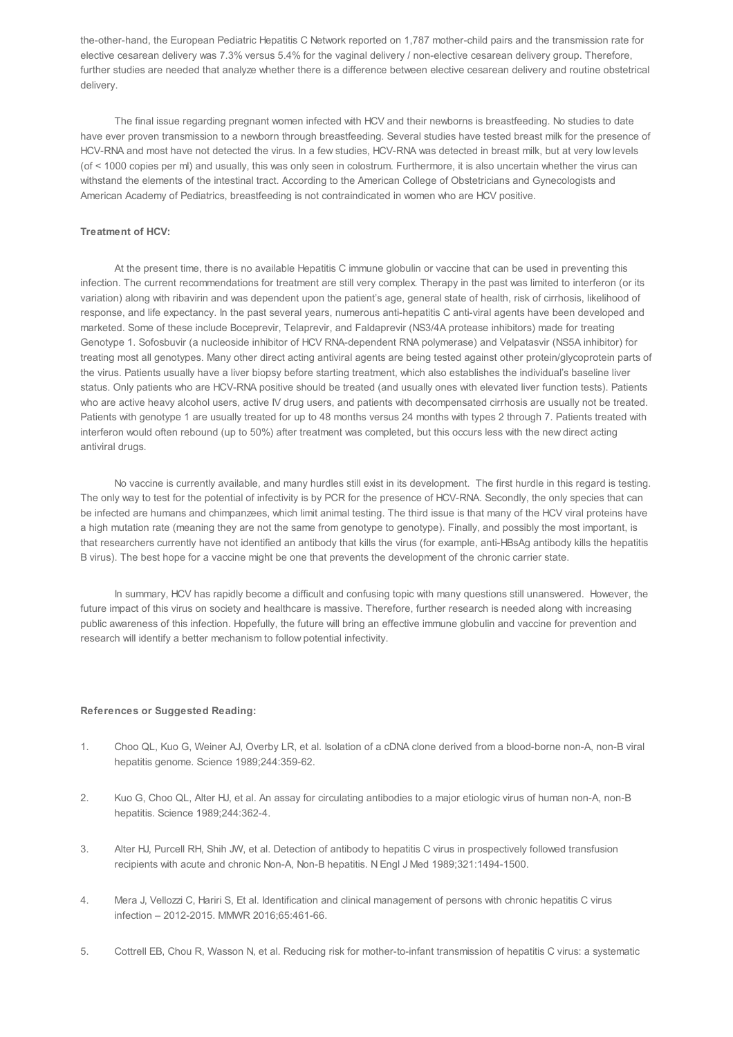the-other-hand, the European Pediatric Hepatitis C Network reported on 1,787 mother-child pairs and the transmission rate for elective cesarean delivery was 7.3% versus 5.4% for the vaginal delivery / non-elective cesarean delivery group. Therefore, further studies are needed that analyze whether there is a difference between elective cesarean delivery and routine obstetrical delivery.

The final issue regarding pregnant women infected with HCV and their newborns is breastfeeding. No studies to date have ever proven transmission to a newborn through breastfeeding. Several studies have tested breast milk for the presence of HCV-RNA and most have not detected the virus. In a few studies, HCV-RNA was detected in breast milk, but at very low levels (of < 1000 copies per ml) and usually, this was only seen in colostrum. Furthermore, it is also uncertain whether the virus can withstand the elements of the intestinal tract. According to the American College of Obstetricians and Gynecologists and American Academy of Pediatrics, breastfeeding is not contraindicated in women who are HCV positive.

**Treatment of HCV:**

At the present time, there is no available Hepatitis C immune globulin or vaccine that can be used in preventing this infection. The current recommendations for treatment are still very complex. Therapy in the past was limited to interferon (or its variation) along with ribavirin and was dependent upon the patient's age, general state of health, risk of cirrhosis, likelihood of response, and life expectancy. In the past several years, numerous anti-hepatitis C anti-viral agents have been developed and marketed. Some of these include Boceprevir, Telaprevir, and Faldaprevir (NS3/4A protease inhibitors) made for treating Genotype 1. Sofosbuvir (a nucleoside inhibitor of HCV RNA-dependent RNA polymerase) and Velpatasvir (NS5A inhibitor) for treating most all genotypes. Many other direct acting antiviral agents are being tested against other protein/glycoprotein parts of the virus. Patients usually have a liver biopsy before starting treatment, which also establishes the individual's baseline liver status. Only patients who are HCV-RNA positive should be treated (and usually ones with elevated liver function tests). Patients who are active heavy alcohol users, active IV drug users, and patients with decompensated cirrhosis are usually not be treated. Patients with genotype 1 are usually treated for up to 48 months versus 24 months with types 2 through 7. Patients treated with interferon would often rebound (up to 50%) after treatment was completed, but this occurs less with the new direct acting antiviral drugs.

No vaccine is currently available, and many hurdles still exist in its development. The first hurdle in this regard is testing. The only way to test for the potential of infectivity is by PCR for the presence of HCV-RNA. Secondly, the only species that can be infected are humans and chimpanzees, which limit animal testing. The third issue is that many of the HCV viral proteins have a high mutation rate (meaning they are not the same from genotype to genotype). Finally, and possibly the most important, is that researchers currently have not identified an antibody that kills the virus (for example, anti-HBsAg antibody kills the hepatitis B virus). The best hope for a vaccine might be one that prevents the development of the chronic carrier state.

In summary, HCV has rapidly become a difficult and confusing topic with many questions still unanswered. However, the future impact of this virus on society and healthcare is massive. Therefore, further research is needed along with increasing public awareness of this infection. Hopefully, the future will bring an effective immune globulin and vaccine for prevention and research will identify a better mechanism to follow potential infectivity.

**References or Suggested Reading:**

1. Choo QL, Kuo G, Weiner AJ, Overby LR, et al. Isolation of a cDNA clone derived from a blood-borne non-A, non-B viral hepatitis genome. Science 1989;244:359-62.

2. Kuo G, Choo QL, Alter HJ, et al. An assay for circulating antibodies to a major etiologic virus of human non-A, non-B hepatitis. Science 1989;244:362-4.

3. Alter HJ, Purcell RH, Shih JW, et al. Detection of antibody to hepatitis C virus in prospectively followed transfusion recipients with acute and chronic Non-A, Non-B hepatitis. N Engl J Med 1989;321:1494-1500.

4. Mera J, Vellozzi C, Hariri S, Et al. Identification and clinical management of persons with chronic hepatitis C virus infection – 2012-2015. MMWR 2016;65:461-66.

5. Cottrell EB, Chou R, Wasson N, et al. Reducing risk for mother-to-infant transmission of hepatitis C virus: a systematic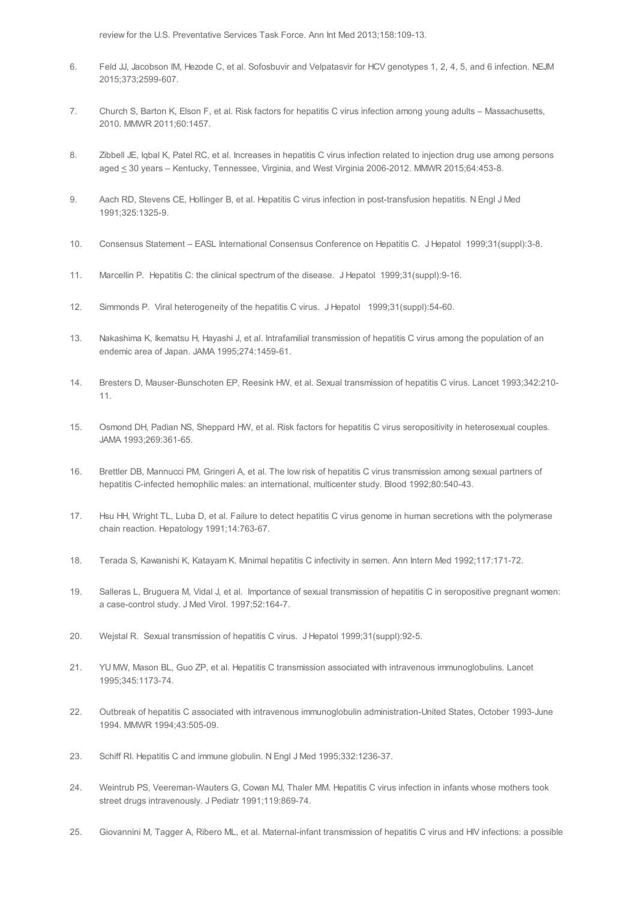review for the U.S. Preventative Services Task Force. Ann Int Med 2013;158:109-13.

6. Feld JJ, Jacobson IM, Hezode C, et al. Sofosbuvir and Velpatasvir for HCV genotypes 1, 2, 4, 5, and 6 infection. NEJM 2015;373;2599-607.

7. Church S, Barton K, Elson F, et al. Risk factors for hepatitis C virus infection among young adults – Massachusetts, 2010. MMWR 2011;60:1457.

8. Zibbell JE, Iqbal K, Patel RC, et al. Increases in hepatitis C virus infection related to injection drug use among persons aged ≤ 30 years – Kentucky, Tennessee, Virginia, and West Virginia 2006-2012. MMWR 2015;64:453-8.

9. Aach RD, Stevens CE, Hollinger B, et al. Hepatitis C virus infection in post-transfusion hepatitis. N Engl J Med 1991;325:1325-9.

10. Consensus Statement – EASL International Consensus Conference on Hepatitis C. J Hepatol 1999;31(suppl):3-8.

11. Marcellin P. Hepatitis C: the clinical spectrum of the disease. J Hepatol 1999;31(suppl):9-16.

12. Simmonds P. Viral heterogeneity of the hepatitis C virus. J Hepatol 1999;31(suppl):54-60.

13. Nakashima K, Ikematsu H, Hayashi J, et al. Intrafamilial transmission of hepatitis C virus among the population of an endemic area of Japan. JAMA 1995;274:1459-61.

14. Bresters D, Mauser-Bunschoten EP, Reesink HW, et al. Sexual transmission of hepatitis C virus. Lancet 1993;342:210-11.

15. Osmond DH, Padian NS, Sheppard HW, et al. Risk factors for hepatitis C virus seropositivity in heterosexual couples. JAMA 1993;269:361-65.

16. Brettler DB, Mannucci PM, Gringeri A, et al. The low risk of hepatitis C virus transmission among sexual partners of hepatitis C-infected hemophilic males: an international, multicenter study. Blood 1992;80:540-43.

17. Hsu HH, Wright TL, Luba D, et al. Failure to detect hepatitis C virus genome in human secretions with the polymerase chain reaction. Hepatology 1991;14:763-67.

18. Terada S, Kawanishi K, Katayam K. Minimal hepatitis C infectivity in semen. Ann Intern Med 1992;117:171-72.

19. Salleras L, Bruguera M, Vidal J, et al. Importance of sexual transmission of hepatitis C in seropositive pregnant women: a case-control study. J Med Virol. 1997;52:164-7.

20. Wejstal R. Sexual transmission of hepatitis C virus. J Hepatol 1999;31(suppl):92-5.

21. YU MW, Mason BL, Guo ZP, et al. Hepatitis C transmission associated with intravenous immunoglobulins. Lancet 1995;345:1173-74.

22. Outbreak of hepatitis C associated with intravenous immunoglobulin administration-United States, October 1993-June 1994. MMWR 1994;43:505-09.

23. Schiff RI. Hepatitis C and immune globulin. N Engl J Med 1995;332:1236-37.

24. Weintrub PS, Veereman-Wauters G, Cowan MJ, Thaler MM. Hepatitis C virus infection in infants whose mothers took street drugs intravenously. J Pediatr 1991;119:869-74.

25. Giovannini M, Tagger A, Ribero ML, et al. Maternal-infant transmission of hepatitis C virus and HIV infections: a possible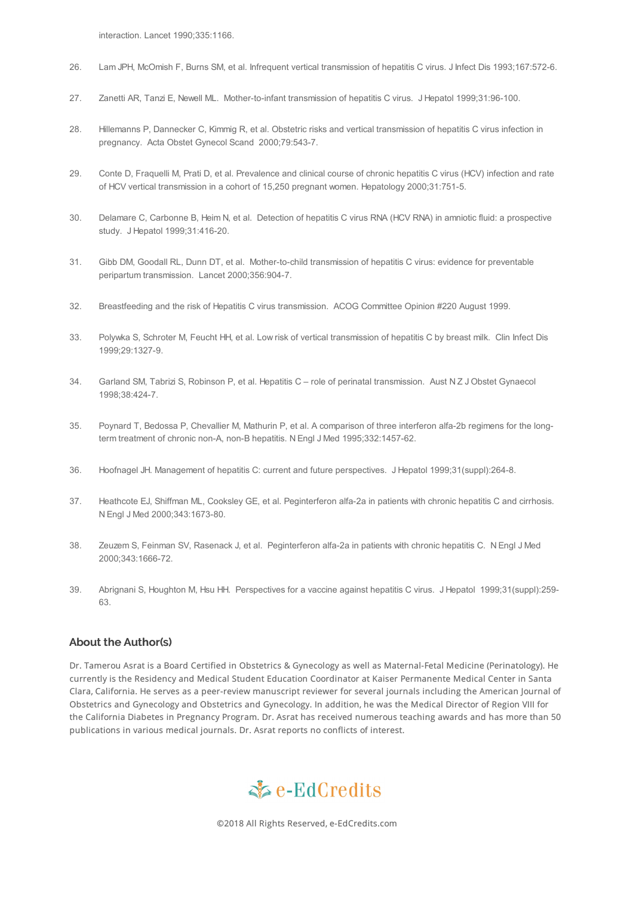interaction. Lancet 1990;335:1166.

26. Lam JPH, McOmish F, Burns SM, et al. Infrequent vertical transmission of hepatitis C virus. J Infect Dis 1993;167:572-6.

27. Zanetti AR, Tanzi E, Newell ML. Mother-to-infant transmission of hepatitis C virus. J Hepatol 1999;31:96-100.

28. Hillemanns P, Dannecker C, Kimmig R, et al. Obstetric risks and vertical transmission of hepatitis C virus infection in pregnancy. Acta Obstet Gynecol Scand 2000;79:543-7.

29. Conte D, Fraquelli M, Prati D, et al. Prevalence and clinical course of chronic hepatitis C virus (HCV) infection and rate of HCV vertical transmission in a cohort of 15,250 pregnant women. Hepatology 2000;31:751-5.

30. Delamare C, Carbonne B, Heim N, et al. Detection of hepatitis C virus RNA (HCV RNA) in amniotic fluid: a prospective study. J Hepatol 1999;31:416-20.

31. Gibb DM, Goodall RL, Dunn DT, et al. Mother-to-child transmission of hepatitis C virus: evidence for preventable peripartum transmission. Lancet 2000;356:904-7.

32. Breastfeeding and the risk of Hepatitis C virus transmission. ACOG Committee Opinion #220 August 1999.

33. Polywka S, Schroter M, Feucht HH, et al. Low risk of vertical transmission of hepatitis C by breast milk. Clin Infect Dis 1999;29:1327-9.

34. Garland SM, Tabrizi S, Robinson P, et al. Hepatitis C – role of perinatal transmission. Aust N Z J Obstet Gynaecol 1998;38:424-7.

35. Poynard T, Bedossa P, Chevallier M, Mathurin P, et al. A comparison of three interferon alfa-2b regimens for the long-term treatment of chronic non-A, non-B hepatitis. N Engl J Med 1995;332:1457-62.

36. Hoofnagel JH. Management of hepatitis C: current and future perspectives. J Hepatol 1999;31(suppl):264-8.

37. Heathcote EJ, Shiffman ML, Cooksley GE, et al. Peginterferon alfa-2a in patients with chronic hepatitis C and cirrhosis. N Engl J Med 2000;343:1673-80.

38. Zeuzem S, Feinman SV, Rasenack J, et al. Peginterferon alfa-2a in patients with chronic hepatitis C. N Engl J Med 2000;343:1666-72.

39. Abrignani S, Houghton M, Hsu HH. Perspectives for a vaccine against hepatitis C virus. J Hepatol 1999;31(suppl):259-63.

## About the Author(s)

Dr. Tamerou Asrat is a Board Certified in Obstetrics & Gynecology as well as Maternal-Fetal Medicine (Perinatology). He currently is the Residency and Medical Student Education Coordinator at Kaiser Permanente Medical Center in Santa Clara, California. He serves as a peer-review manuscript reviewer for several journals including the American Journal of Obstetrics and Gynecology and Obstetrics and Gynecology. In addition, he was the Medical Director of Region VIII for the California Diabetes in Pregnancy Program. Dr. Asrat has received numerous teaching awards and has more than 50 publications in various medical journals. Dr. Asrat reports no conflicts of interest.

e-EdCredits

©2018 All Rights Reserved, e-EdCredits.com